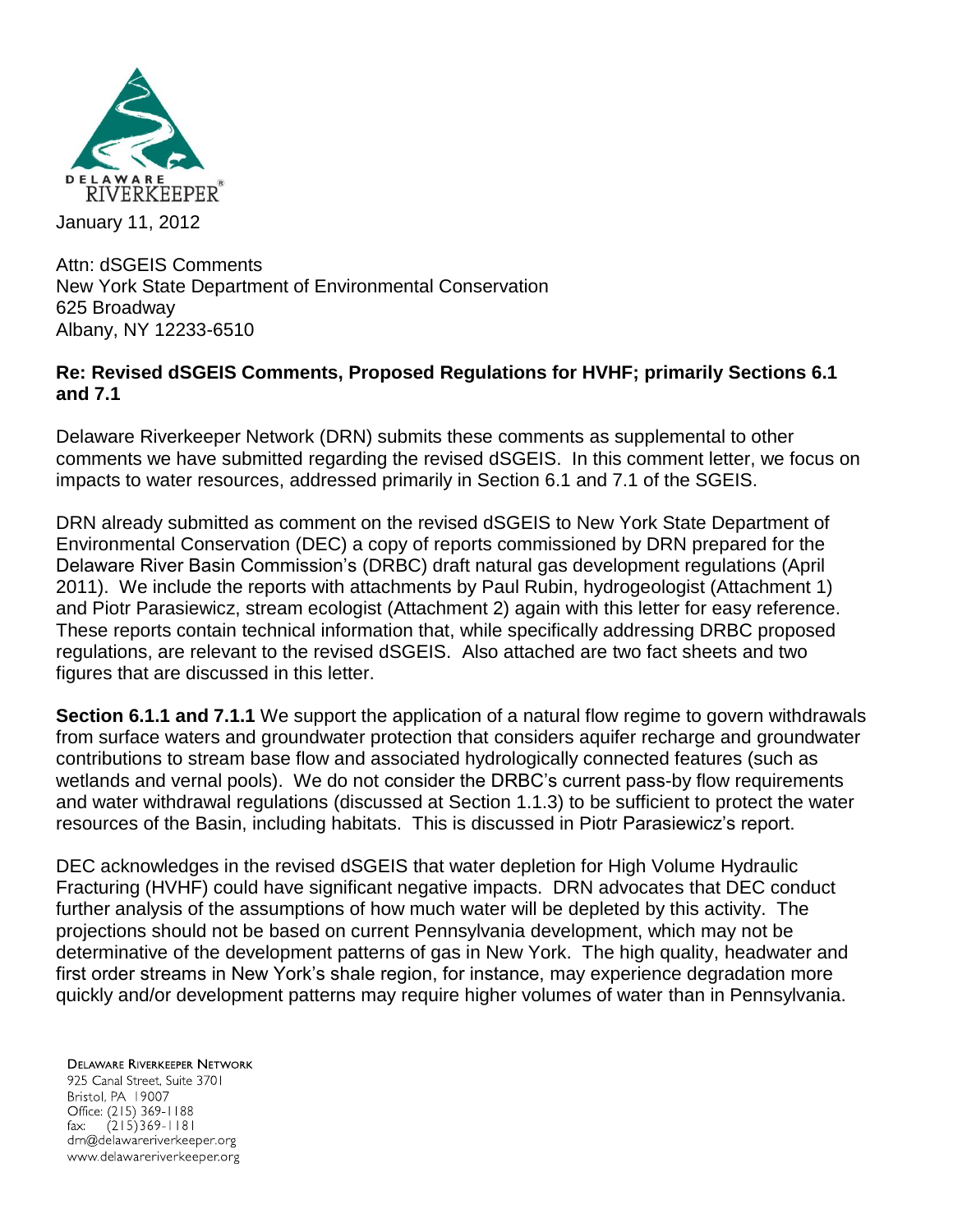DELAWARE RIVERKEEPER®

January 11, 2012

Attn: dSGEIS Comments
New York State Department of Environmental Conservation
625 Broadway
Albany, NY 12233-6510

**Re: Revised dSGEIS Comments, Proposed Regulations for HVHF; primarily Sections 6.1 and 7.1**

Delaware Riverkeeper Network (DRN) submits these comments as supplemental to other comments we have submitted regarding the revised dSGEIS. In this comment letter, we focus on impacts to water resources, addressed primarily in Section 6.1 and 7.1 of the SGEIS.

DRN already submitted as comment on the revised dSGEIS to New York State Department of Environmental Conservation (DEC) a copy of reports commissioned by DRN prepared for the Delaware River Basin Commission's (DRBC) draft natural gas development regulations (April 2011). We include the reports with attachments by Paul Rubin, hydrogeologist (Attachment 1) and Piotr Parasiewicz, stream ecologist (Attachment 2) again with this letter for easy reference. These reports contain technical information that, while specifically addressing DRBC proposed regulations, are relevant to the revised dSGEIS. Also attached are two fact sheets and two figures that are discussed in this letter.

**Section 6.1.1 and 7.1.1** We support the application of a natural flow regime to govern withdrawals from surface waters and groundwater protection that considers aquifer recharge and groundwater contributions to stream base flow and associated hydrologically connected features (such as wetlands and vernal pools). We do not consider the DRBC's current pass-by flow requirements and water withdrawal regulations (discussed at Section 1.1.3) to be sufficient to protect the water resources of the Basin, including habitats. This is discussed in Piotr Parasiewicz's report.

DEC acknowledges in the revised dSGEIS that water depletion for High Volume Hydraulic Fracturing (HVHF) could have significant negative impacts. DRN advocates that DEC conduct further analysis of the assumptions of how much water will be depleted by this activity. The projections should not be based on current Pennsylvania development, which may not be determinative of the development patterns of gas in New York. The high quality, headwater and first order streams in New York's shale region, for instance, may experience degradation more quickly and/or development patterns may require higher volumes of water than in Pennsylvania.

DELAWARE RIVERKEEPER NETWORK
925 Canal Street, Suite 3701
Bristol, PA 19007
Office: (215) 369-1188
fax: (215)369-1181
drn@delawareriverkeeper.org
www.delawareriverkeeper.org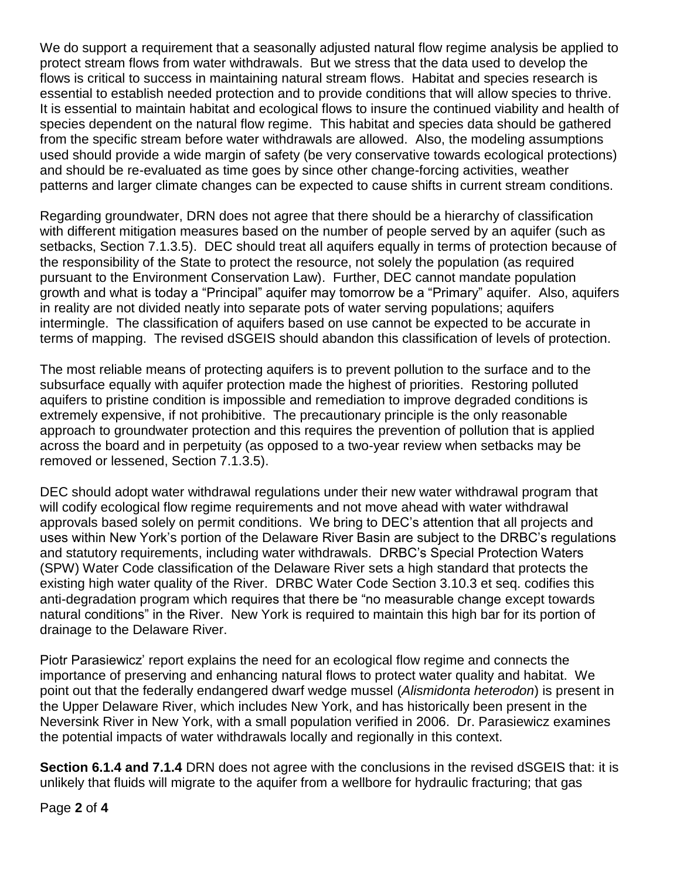We do support a requirement that a seasonally adjusted natural flow regime analysis be applied to protect stream flows from water withdrawals. But we stress that the data used to develop the flows is critical to success in maintaining natural stream flows. Habitat and species research is essential to establish needed protection and to provide conditions that will allow species to thrive. It is essential to maintain habitat and ecological flows to insure the continued viability and health of species dependent on the natural flow regime. This habitat and species data should be gathered from the specific stream before water withdrawals are allowed. Also, the modeling assumptions used should provide a wide margin of safety (be very conservative towards ecological protections) and should be re-evaluated as time goes by since other change-forcing activities, weather patterns and larger climate changes can be expected to cause shifts in current stream conditions.

Regarding groundwater, DRN does not agree that there should be a hierarchy of classification with different mitigation measures based on the number of people served by an aquifer (such as setbacks, Section 7.1.3.5). DEC should treat all aquifers equally in terms of protection because of the responsibility of the State to protect the resource, not solely the population (as required pursuant to the Environment Conservation Law). Further, DEC cannot mandate population growth and what is today a "Principal" aquifer may tomorrow be a "Primary" aquifer. Also, aquifers in reality are not divided neatly into separate pots of water serving populations; aquifers intermingle. The classification of aquifers based on use cannot be expected to be accurate in terms of mapping. The revised dSGEIS should abandon this classification of levels of protection.

The most reliable means of protecting aquifers is to prevent pollution to the surface and to the subsurface equally with aquifer protection made the highest of priorities. Restoring polluted aquifers to pristine condition is impossible and remediation to improve degraded conditions is extremely expensive, if not prohibitive. The precautionary principle is the only reasonable approach to groundwater protection and this requires the prevention of pollution that is applied across the board and in perpetuity (as opposed to a two-year review when setbacks may be removed or lessened, Section 7.1.3.5).

DEC should adopt water withdrawal regulations under their new water withdrawal program that will codify ecological flow regime requirements and not move ahead with water withdrawal approvals based solely on permit conditions. We bring to DEC's attention that all projects and uses within New York's portion of the Delaware River Basin are subject to the DRBC's regulations and statutory requirements, including water withdrawals. DRBC's Special Protection Waters (SPW) Water Code classification of the Delaware River sets a high standard that protects the existing high water quality of the River. DRBC Water Code Section 3.10.3 et seq. codifies this anti-degradation program which requires that there be "no measurable change except towards natural conditions" in the River. New York is required to maintain this high bar for its portion of drainage to the Delaware River.

Piotr Parasiewicz' report explains the need for an ecological flow regime and connects the importance of preserving and enhancing natural flows to protect water quality and habitat. We point out that the federally endangered dwarf wedge mussel (*Alismidonta heterodon*) is present in the Upper Delaware River, which includes New York, and has historically been present in the Neversink River in New York, with a small population verified in 2006. Dr. Parasiewicz examines the potential impacts of water withdrawals locally and regionally in this context.

**Section 6.1.4 and 7.1.4** DRN does not agree with the conclusions in the revised dSGEIS that: it is unlikely that fluids will migrate to the aquifer from a wellbore for hydraulic fracturing; that gas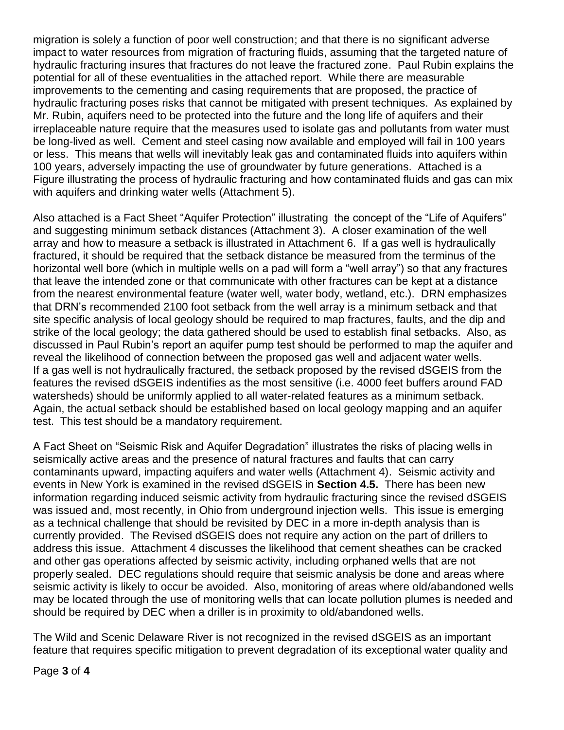migration is solely a function of poor well construction; and that there is no significant adverse impact to water resources from migration of fracturing fluids, assuming that the targeted nature of hydraulic fracturing insures that fractures do not leave the fractured zone. Paul Rubin explains the potential for all of these eventualities in the attached report. While there are measurable improvements to the cementing and casing requirements that are proposed, the practice of hydraulic fracturing poses risks that cannot be mitigated with present techniques. As explained by Mr. Rubin, aquifers need to be protected into the future and the long life of aquifers and their irreplaceable nature require that the measures used to isolate gas and pollutants from water must be long-lived as well. Cement and steel casing now available and employed will fail in 100 years or less. This means that wells will inevitably leak gas and contaminated fluids into aquifers within 100 years, adversely impacting the use of groundwater by future generations. Attached is a Figure illustrating the process of hydraulic fracturing and how contaminated fluids and gas can mix with aquifers and drinking water wells (Attachment 5).

Also attached is a Fact Sheet "Aquifer Protection" illustrating the concept of the "Life of Aquifers" and suggesting minimum setback distances (Attachment 3). A closer examination of the well array and how to measure a setback is illustrated in Attachment 6. If a gas well is hydraulically fractured, it should be required that the setback distance be measured from the terminus of the horizontal well bore (which in multiple wells on a pad will form a "well array") so that any fractures that leave the intended zone or that communicate with other fractures can be kept at a distance from the nearest environmental feature (water well, water body, wetland, etc.). DRN emphasizes that DRN's recommended 2100 foot setback from the well array is a minimum setback and that site specific analysis of local geology should be required to map fractures, faults, and the dip and strike of the local geology; the data gathered should be used to establish final setbacks. Also, as discussed in Paul Rubin's report an aquifer pump test should be performed to map the aquifer and reveal the likelihood of connection between the proposed gas well and adjacent water wells. If a gas well is not hydraulically fractured, the setback proposed by the revised dSGEIS from the features the revised dSGEIS indentifies as the most sensitive (i.e. 4000 feet buffers around FAD watersheds) should be uniformly applied to all water-related features as a minimum setback. Again, the actual setback should be established based on local geology mapping and an aquifer test. This test should be a mandatory requirement.

A Fact Sheet on "Seismic Risk and Aquifer Degradation" illustrates the risks of placing wells in seismically active areas and the presence of natural fractures and faults that can carry contaminants upward, impacting aquifers and water wells (Attachment 4). Seismic activity and events in New York is examined in the revised dSGEIS in **Section 4.5.** There has been new information regarding induced seismic activity from hydraulic fracturing since the revised dSGEIS was issued and, most recently, in Ohio from underground injection wells. This issue is emerging as a technical challenge that should be revisited by DEC in a more in-depth analysis than is currently provided. The Revised dSGEIS does not require any action on the part of drillers to address this issue. Attachment 4 discusses the likelihood that cement sheathes can be cracked and other gas operations affected by seismic activity, including orphaned wells that are not properly sealed. DEC regulations should require that seismic analysis be done and areas where seismic activity is likely to occur be avoided. Also, monitoring of areas where old/abandoned wells may be located through the use of monitoring wells that can locate pollution plumes is needed and should be required by DEC when a driller is in proximity to old/abandoned wells.

The Wild and Scenic Delaware River is not recognized in the revised dSGEIS as an important feature that requires specific mitigation to prevent degradation of its exceptional water quality and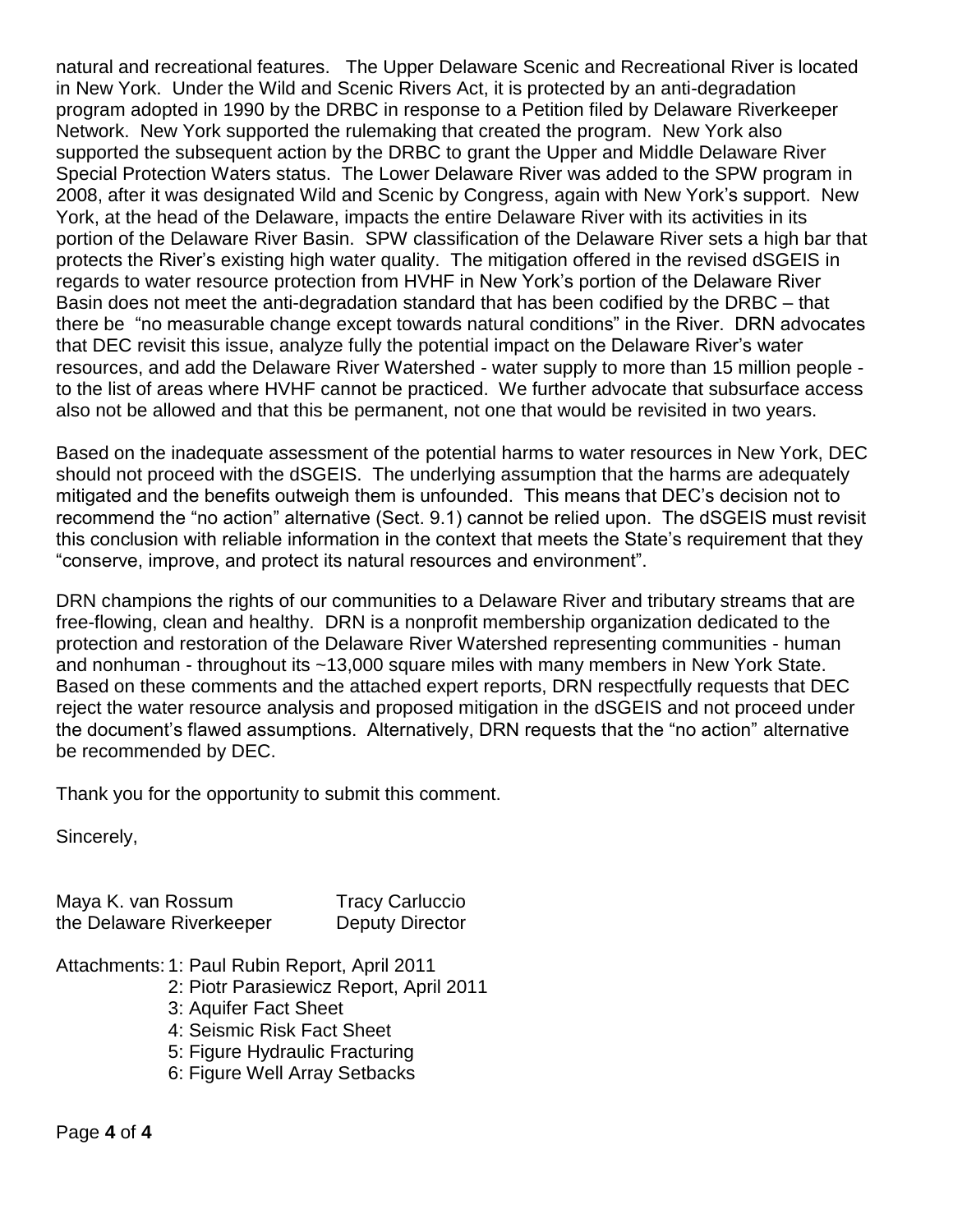natural and recreational features. The Upper Delaware Scenic and Recreational River is located in New York. Under the Wild and Scenic Rivers Act, it is protected by an anti-degradation program adopted in 1990 by the DRBC in response to a Petition filed by Delaware Riverkeeper Network. New York supported the rulemaking that created the program. New York also supported the subsequent action by the DRBC to grant the Upper and Middle Delaware River Special Protection Waters status. The Lower Delaware River was added to the SPW program in 2008, after it was designated Wild and Scenic by Congress, again with New York's support. New York, at the head of the Delaware, impacts the entire Delaware River with its activities in its portion of the Delaware River Basin. SPW classification of the Delaware River sets a high bar that protects the River's existing high water quality. The mitigation offered in the revised dSGEIS in regards to water resource protection from HVHF in New York's portion of the Delaware River Basin does not meet the anti-degradation standard that has been codified by the DRBC – that there be "no measurable change except towards natural conditions" in the River. DRN advocates that DEC revisit this issue, analyze fully the potential impact on the Delaware River's water resources, and add the Delaware River Watershed - water supply to more than 15 million people - to the list of areas where HVHF cannot be practiced. We further advocate that subsurface access also not be allowed and that this be permanent, not one that would be revisited in two years.

Based on the inadequate assessment of the potential harms to water resources in New York, DEC should not proceed with the dSGEIS. The underlying assumption that the harms are adequately mitigated and the benefits outweigh them is unfounded. This means that DEC's decision not to recommend the "no action" alternative (Sect. 9.1) cannot be relied upon. The dSGEIS must revisit this conclusion with reliable information in the context that meets the State's requirement that they "conserve, improve, and protect its natural resources and environment".

DRN champions the rights of our communities to a Delaware River and tributary streams that are free-flowing, clean and healthy. DRN is a nonprofit membership organization dedicated to the protection and restoration of the Delaware River Watershed representing communities - human and nonhuman - throughout its ~13,000 square miles with many members in New York State. Based on these comments and the attached expert reports, DRN respectfully requests that DEC reject the water resource analysis and proposed mitigation in the dSGEIS and not proceed under the document's flawed assumptions. Alternatively, DRN requests that the "no action" alternative be recommended by DEC.

Thank you for the opportunity to submit this comment.

Sincerely,

Maya K. van Rossum
the Delaware Riverkeeper

Tracy Carluccio
Deputy Director

Attachments:
1: Paul Rubin Report, April 2011
2: Piotr Parasiewicz Report, April 2011
3: Aquifer Fact Sheet
4: Seismic Risk Fact Sheet
5: Figure Hydraulic Fracturing
6: Figure Well Array Setbacks